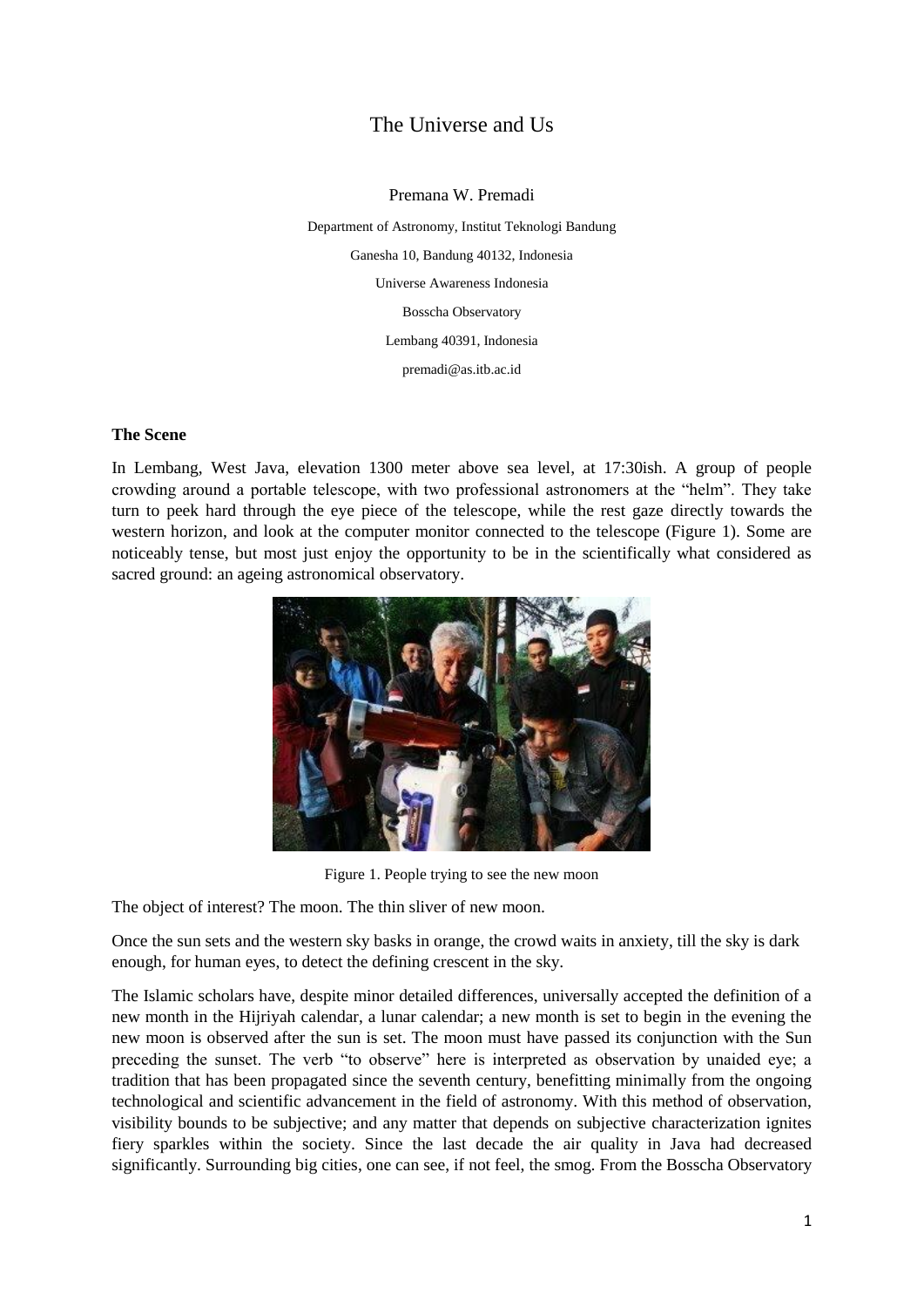# The Universe and Us

Premana W. Premadi

Department of Astronomy, Institut Teknologi Bandung

Ganesha 10, Bandung 40132, Indonesia

Universe Awareness Indonesia

Bosscha Observatory

Lembang 40391, Indonesia

premadi@as.itb.ac.id

## The Scene

In Lembang, West Java, elevation 1300 meter above sea level, at 17:30ish. A group of people crowding around a portable telescope, with two professional astronomers at the "helm". They take turn to peek hard through the eye piece of the telescope, while the rest gaze directly towards the western horizon, and look at the computer monitor connected to the telescope (Figure 1). Some are noticeably tense, but most just enjoy the opportunity to be in the scientifically what considered as sacred ground: an ageing astronomical observatory.

Figure 1. People trying to see the new moon

The object of interest? The moon. The thin sliver of new moon.

Once the sun sets and the western sky basks in orange, the crowd waits in anxiety, till the sky is dark enough, for human eyes, to detect the defining crescent in the sky.

The Islamic scholars have, despite minor detailed differences, universally accepted the definition of a new month in the Hijriyah calendar, a lunar calendar; a new month is set to begin in the evening the new moon is observed after the sun is set. The moon must have passed its conjunction with the Sun preceding the sunset. The verb "to observe" here is interpreted as observation by unaided eye; a tradition that has been propagated since the seventh century, benefitting minimally from the ongoing technological and scientific advancement in the field of astronomy. With this method of observation, visibility bounds to be subjective; and any matter that depends on subjective characterization ignites fiery sparkles within the society. Since the last decade the air quality in Java had decreased significantly. Surrounding big cities, one can see, if not feel, the smog. From the Bosscha Observatory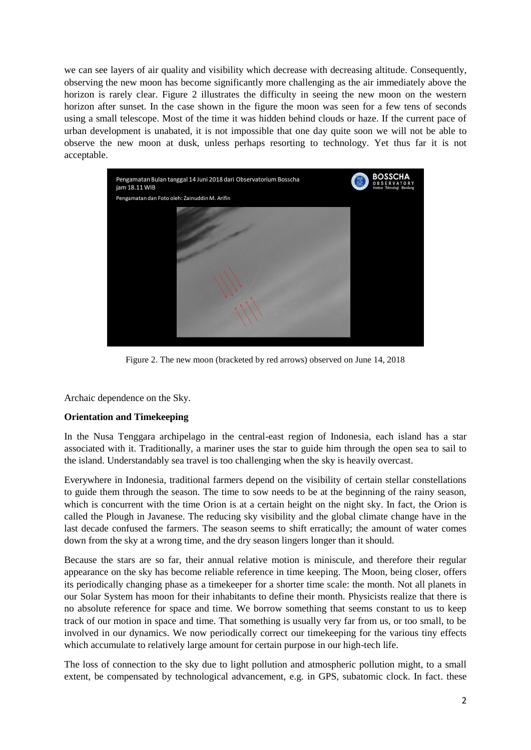we can see layers of air quality and visibility which decrease with decreasing altitude. Consequently, observing the new moon has become significantly more challenging as the air immediately above the horizon is rarely clear. Figure 2 illustrates the difficulty in seeing the new moon on the western horizon after sunset. In the case shown in the figure the moon was seen for a few tens of seconds using a small telescope. Most of the time it was hidden behind clouds or haze. If the current pace of urban development is unabated, it is not impossible that one day quite soon we will not be able to observe the new moon at dusk, unless perhaps resorting to technology. Yet thus far it is not acceptable.

Pengamatan Bulan tanggal 14 Juni 2018 dari Observatorium Bosscha
jam 18.11 WIB
Pengamatan dan Foto oleh: Zainuddin M. Arifin
BOSSCHA OBSERVATORY
Institut Teknologi Bandung

Figure 2. The new moon (bracketed by red arrows) observed on June 14, 2018

Archaic dependence on the Sky.

**Orientation and Timekeeping**

In the Nusa Tenggara archipelago in the central-east region of Indonesia, each island has a star associated with it. Traditionally, a mariner uses the star to guide him through the open sea to sail to the island. Understandably sea travel is too challenging when the sky is heavily overcast.

Everywhere in Indonesia, traditional farmers depend on the visibility of certain stellar constellations to guide them through the season. The time to sow needs to be at the beginning of the rainy season, which is concurrent with the time Orion is at a certain height on the night sky. In fact, the Orion is called the Plough in Javanese. The reducing sky visibility and the global climate change have in the last decade confused the farmers. The season seems to shift erratically; the amount of water comes down from the sky at a wrong time, and the dry season lingers longer than it should.

Because the stars are so far, their annual relative motion is miniscule, and therefore their regular appearance on the sky has become reliable reference in time keeping. The Moon, being closer, offers its periodically changing phase as a timekeeper for a shorter time scale: the month. Not all planets in our Solar System has moon for their inhabitants to define their month. Physicists realize that there is no absolute reference for space and time. We borrow something that seems constant to us to keep track of our motion in space and time. That something is usually very far from us, or too small, to be involved in our dynamics. We now periodically correct our timekeeping for the various tiny effects which accumulate to relatively large amount for certain purpose in our high-tech life.

The loss of connection to the sky due to light pollution and atmospheric pollution might, to a small extent, be compensated by technological advancement, e.g. in GPS, subatomic clock. In fact. these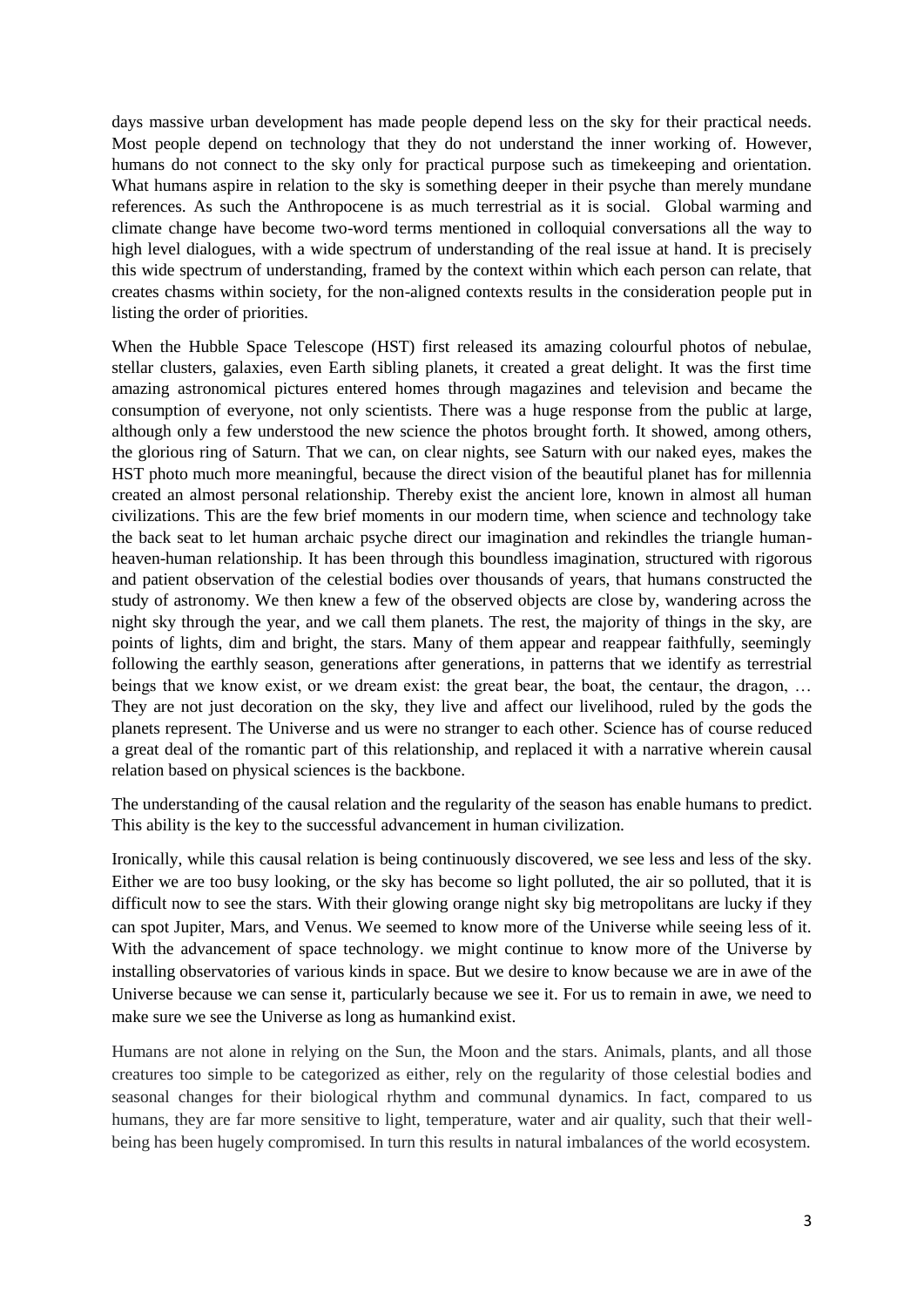days massive urban development has made people depend less on the sky for their practical needs. Most people depend on technology that they do not understand the inner working of. However, humans do not connect to the sky only for practical purpose such as timekeeping and orientation. What humans aspire in relation to the sky is something deeper in their psyche than merely mundane references. As such the Anthropocene is as much terrestrial as it is social. Global warming and climate change have become two-word terms mentioned in colloquial conversations all the way to high level dialogues, with a wide spectrum of understanding of the real issue at hand. It is precisely this wide spectrum of understanding, framed by the context within which each person can relate, that creates chasms within society, for the non-aligned contexts results in the consideration people put in listing the order of priorities.

When the Hubble Space Telescope (HST) first released its amazing colourful photos of nebulae, stellar clusters, galaxies, even Earth sibling planets, it created a great delight. It was the first time amazing astronomical pictures entered homes through magazines and television and became the consumption of everyone, not only scientists. There was a huge response from the public at large, although only a few understood the new science the photos brought forth. It showed, among others, the glorious ring of Saturn. That we can, on clear nights, see Saturn with our naked eyes, makes the HST photo much more meaningful, because the direct vision of the beautiful planet has for millennia created an almost personal relationship. Thereby exist the ancient lore, known in almost all human civilizations. This are the few brief moments in our modern time, when science and technology take the back seat to let human archaic psyche direct our imagination and rekindles the triangle human-heaven-human relationship. It has been through this boundless imagination, structured with rigorous and patient observation of the celestial bodies over thousands of years, that humans constructed the study of astronomy. We then knew a few of the observed objects are close by, wandering across the night sky through the year, and we call them planets. The rest, the majority of things in the sky, are points of lights, dim and bright, the stars. Many of them appear and reappear faithfully, seemingly following the earthly season, generations after generations, in patterns that we identify as terrestrial beings that we know exist, or we dream exist: the great bear, the boat, the centaur, the dragon, … They are not just decoration on the sky, they live and affect our livelihood, ruled by the gods the planets represent. The Universe and us were no stranger to each other. Science has of course reduced a great deal of the romantic part of this relationship, and replaced it with a narrative wherein causal relation based on physical sciences is the backbone.

The understanding of the causal relation and the regularity of the season has enable humans to predict. This ability is the key to the successful advancement in human civilization.

Ironically, while this causal relation is being continuously discovered, we see less and less of the sky. Either we are too busy looking, or the sky has become so light polluted, the air so polluted, that it is difficult now to see the stars. With their glowing orange night sky big metropolitans are lucky if they can spot Jupiter, Mars, and Venus. We seemed to know more of the Universe while seeing less of it. With the advancement of space technology. we might continue to know more of the Universe by installing observatories of various kinds in space. But we desire to know because we are in awe of the Universe because we can sense it, particularly because we see it. For us to remain in awe, we need to make sure we see the Universe as long as humankind exist.

Humans are not alone in relying on the Sun, the Moon and the stars. Animals, plants, and all those creatures too simple to be categorized as either, rely on the regularity of those celestial bodies and seasonal changes for their biological rhythm and communal dynamics. In fact, compared to us humans, they are far more sensitive to light, temperature, water and air quality, such that their well-being has been hugely compromised. In turn this results in natural imbalances of the world ecosystem.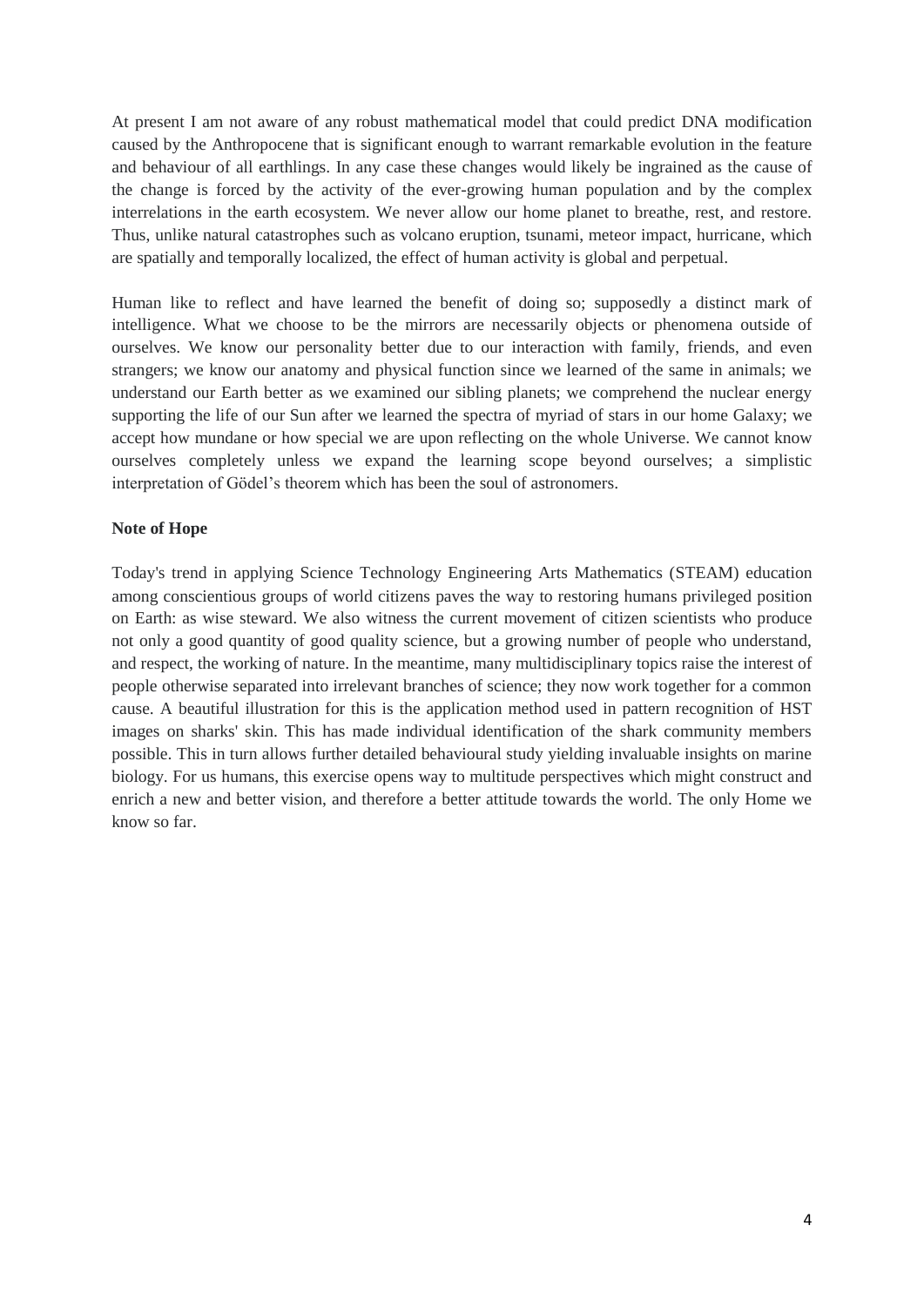At present I am not aware of any robust mathematical model that could predict DNA modification caused by the Anthropocene that is significant enough to warrant remarkable evolution in the feature and behaviour of all earthlings. In any case these changes would likely be ingrained as the cause of the change is forced by the activity of the ever-growing human population and by the complex interrelations in the earth ecosystem. We never allow our home planet to breathe, rest, and restore. Thus, unlike natural catastrophes such as volcano eruption, tsunami, meteor impact, hurricane, which are spatially and temporally localized, the effect of human activity is global and perpetual.

Human like to reflect and have learned the benefit of doing so; supposedly a distinct mark of intelligence. What we choose to be the mirrors are necessarily objects or phenomena outside of ourselves. We know our personality better due to our interaction with family, friends, and even strangers; we know our anatomy and physical function since we learned of the same in animals; we understand our Earth better as we examined our sibling planets; we comprehend the nuclear energy supporting the life of our Sun after we learned the spectra of myriad of stars in our home Galaxy; we accept how mundane or how special we are upon reflecting on the whole Universe. We cannot know ourselves completely unless we expand the learning scope beyond ourselves; a simplistic interpretation of Gödel's theorem which has been the soul of astronomers.

**Note of Hope**

Today's trend in applying Science Technology Engineering Arts Mathematics (STEAM) education among conscientious groups of world citizens paves the way to restoring humans privileged position on Earth: as wise steward. We also witness the current movement of citizen scientists who produce not only a good quantity of good quality science, but a growing number of people who understand, and respect, the working of nature. In the meantime, many multidisciplinary topics raise the interest of people otherwise separated into irrelevant branches of science; they now work together for a common cause. A beautiful illustration for this is the application method used in pattern recognition of HST images on sharks' skin. This has made individual identification of the shark community members possible. This in turn allows further detailed behavioural study yielding invaluable insights on marine biology. For us humans, this exercise opens way to multitude perspectives which might construct and enrich a new and better vision, and therefore a better attitude towards the world. The only Home we know so far.